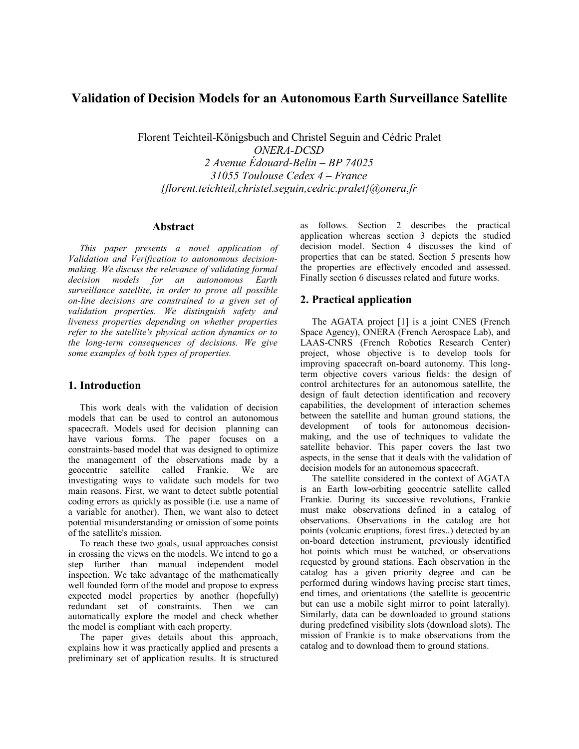# Validation of Decision Models for an Autonomous Earth Surveillance Satellite

Florent Teichteil-Königsbuch and Christel Seguin and Cédric Pralet
*ONERA-DCSD*
*2 Avenue Édouard-Belin – BP 74025*
*31055 Toulouse Cedex 4 – France*
*{florent.teichteil,christel.seguin,cedric.pralet}@onera.fr*

## Abstract

*This paper presents a novel application of Validation and Verification to autonomous decision-making. We discuss the relevance of validating formal decision models for an autonomous Earth surveillance satellite, in order to prove all possible on-line decisions are constrained to a given set of validation properties. We distinguish safety and liveness properties depending on whether properties refer to the satellite's physical action dynamics or to the long-term consequences of decisions. We give some examples of both types of properties.*

## 1. Introduction

This work deals with the validation of decision models that can be used to control an autonomous spacecraft. Models used for decision planning can have various forms. The paper focuses on a constraints-based model that was designed to optimize the management of the observations made by a geocentric satellite called Frankie. We are investigating ways to validate such models for two main reasons. First, we want to detect subtle potential coding errors as quickly as possible (i.e. use a name of a variable for another). Then, we want also to detect potential misunderstanding or omission of some points of the satellite's mission.

To reach these two goals, usual approaches consist in crossing the views on the models. We intend to go a step further than manual independent model inspection. We take advantage of the mathematically well founded form of the model and propose to express expected model properties by another (hopefully) redundant set of constraints. Then we can automatically explore the model and check whether the model is compliant with each property.

The paper gives details about this approach, explains how it was practically applied and presents a preliminary set of application results. It is structured as follows. Section 2 describes the practical application whereas section 3 depicts the studied decision model. Section 4 discusses the kind of properties that can be stated. Section 5 presents how the properties are effectively encoded and assessed. Finally section 6 discusses related and future works.

## 2. Practical application

The AGATA project [1] is a joint CNES (French Space Agency), ONERA (French Aerospace Lab), and LAAS-CNRS (French Robotics Research Center) project, whose objective is to develop tools for improving spacecraft on-board autonomy. This long-term objective covers various fields: the design of control architectures for an autonomous satellite, the design of fault detection identification and recovery capabilities, the development of interaction schemes between the satellite and human ground stations, the development of tools for autonomous decision-making, and the use of techniques to validate the satellite behavior. This paper covers the last two aspects, in the sense that it deals with the validation of decision models for an autonomous spacecraft.

The satellite considered in the context of AGATA is an Earth low-orbiting geocentric satellite called Frankie. During its successive revolutions, Frankie must make observations defined in a catalog of observations. Observations in the catalog are hot points (volcanic eruptions, forest fires..) detected by an on-board detection instrument, previously identified hot points which must be watched, or observations requested by ground stations. Each observation in the catalog has a given priority degree and can be performed during windows having precise start times, end times, and orientations (the satellite is geocentric but can use a mobile sight mirror to point laterally). Similarly, data can be downloaded to ground stations during predefined visibility slots (download slots). The mission of Frankie is to make observations from the catalog and to download them to ground stations.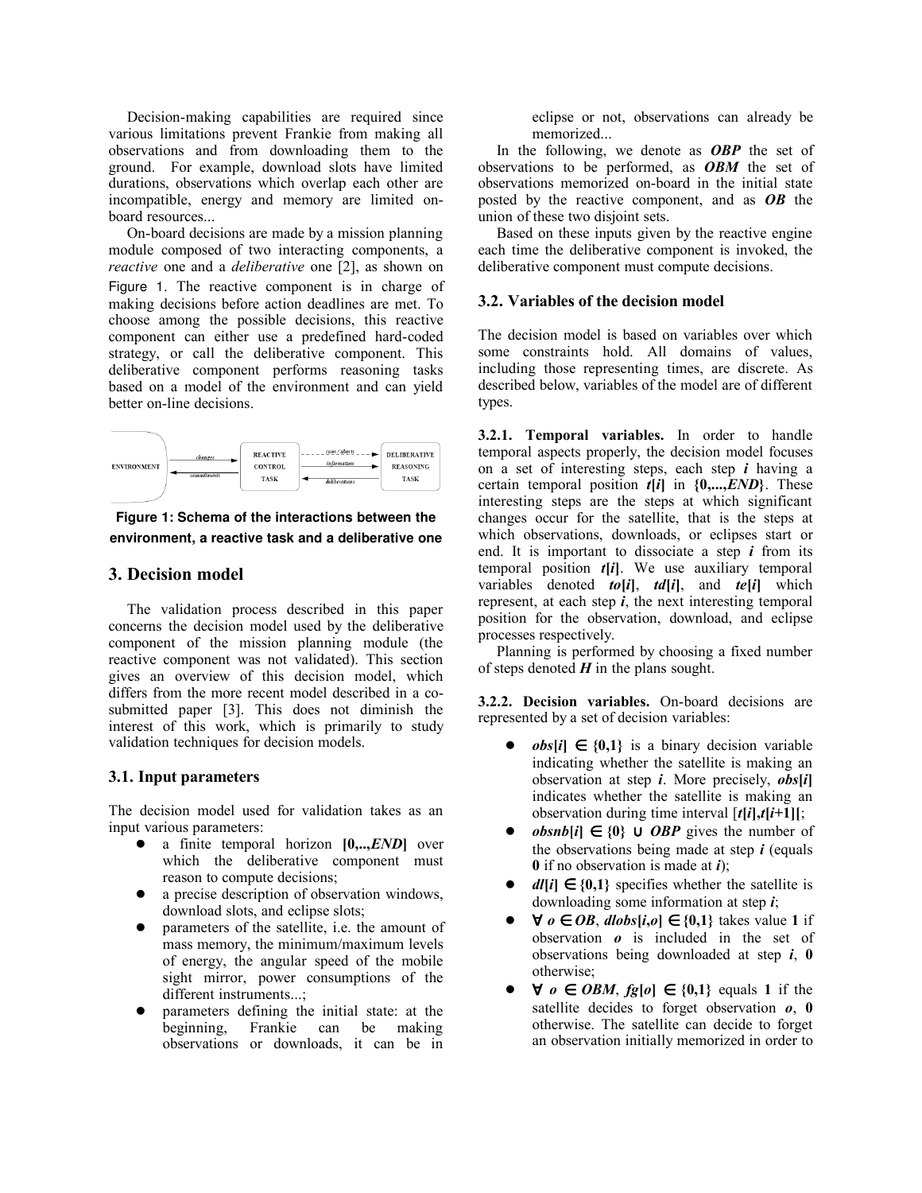Decision-making capabilities are required since various limitations prevent Frankie from making all observations and from downloading them to the ground. For example, download slots have limited durations, observations which overlap each other are incompatible, energy and memory are limited on-board resources...

On-board decisions are made by a mission planning module composed of two interacting components, a *reactive* one and a *deliberative* one [2], as shown on Figure 1. The reactive component is in charge of making decisions before action deadlines are met. To choose among the possible decisions, this reactive component can either use a predefined hard-coded strategy, or call the deliberative component. This deliberative component performs reasoning tasks based on a model of the environment and can yield better on-line decisions.

ENVIRONMENT
changes
commitments
REACTIVE CONTROL TASK
runs / aborts
information
deliberations
DELIBERATIVE REASONING TASK

**Figure 1: Schema of the interactions between the environment, a reactive task and a deliberative one**

## 3. Decision model

The validation process described in this paper concerns the decision model used by the deliberative component of the mission planning module (the reactive component was not validated). This section gives an overview of this decision model, which differs from the more recent model described in a co-submitted paper [3]. This does not diminish the interest of this work, which is primarily to study validation techniques for decision models.

### 3.1. Input parameters

The decision model used for validation takes as an input various parameters:

- a finite temporal horizon **[0,..,*END*]** over which the deliberative component must reason to compute decisions;
- a precise description of observation windows, download slots, and eclipse slots;
- parameters of the satellite, i.e. the amount of mass memory, the minimum/maximum levels of energy, the angular speed of the mobile sight mirror, power consumptions of the different instruments...;
- parameters defining the initial state: at the beginning, Frankie can be making observations or downloads, it can be in eclipse or not, observations can already be memorized...

In the following, we denote as ***OBP*** the set of observations to be performed, as ***OBM*** the set of observations memorized on-board in the initial state posted by the reactive component, and as ***OB*** the union of these two disjoint sets.

Based on these inputs given by the reactive engine each time the deliberative component is invoked, the deliberative component must compute decisions.

### 3.2. Variables of the decision model

The decision model is based on variables over which some constraints hold. All domains of values, including those representing times, are discrete. As described below, variables of the model are of different types.

**3.2.1. Temporal variables.** In order to handle temporal aspects properly, the decision model focuses on a set of interesting steps, each step ***i*** having a certain temporal position ***t*[*i*]** in **{0,...,*END*}**. These interesting steps are the steps at which significant changes occur for the satellite, that is the steps at which observations, downloads, or eclipses start or end. It is important to dissociate a step ***i*** from its temporal position ***t*[*i*]**. We use auxiliary temporal variables denoted ***to*[*i*]**, ***td*[*i*]**, and ***te*[*i*]** which represent, at each step ***i***, the next interesting temporal position for the observation, download, and eclipse processes respectively.

Planning is performed by choosing a fixed number of steps denoted ***H*** in the plans sought.

**3.2.2. Decision variables.** On-board decisions are represented by a set of decision variables:

- ***obs*[*i*]** $\in$ **{0,1}** is a binary decision variable indicating whether the satellite is making an observation at step ***i***. More precisely, ***obs*[*i*]** indicates whether the satellite is making an observation during time interval **[*t*[*i*],*t*[*i*+1][**;
- ***obsnb*[*i*]** $\in$ **{0}** $\cup$ ***OBP*** gives the number of the observations being made at step ***i*** (equals **0** if no observation is made at ***i***);
- ***dl*[*i*]** $\in$ **{0,1}** specifies whether the satellite is downloading some information at step ***i***;
- $\forall$ ***o*** $\in$ ***OB***, ***dlobs*[*i*,*o*]** $\in$ **{0,1}** takes value **1** if observation ***o*** is included in the set of observations being downloaded at step ***i***, **0** otherwise;
- $\forall$ ***o*** $\in$ ***OBM***, ***fg*[*o*]** $\in$ **{0,1}** equals **1** if the satellite decides to forget observation ***o***, **0** otherwise. The satellite can decide to forget an observation initially memorized in order to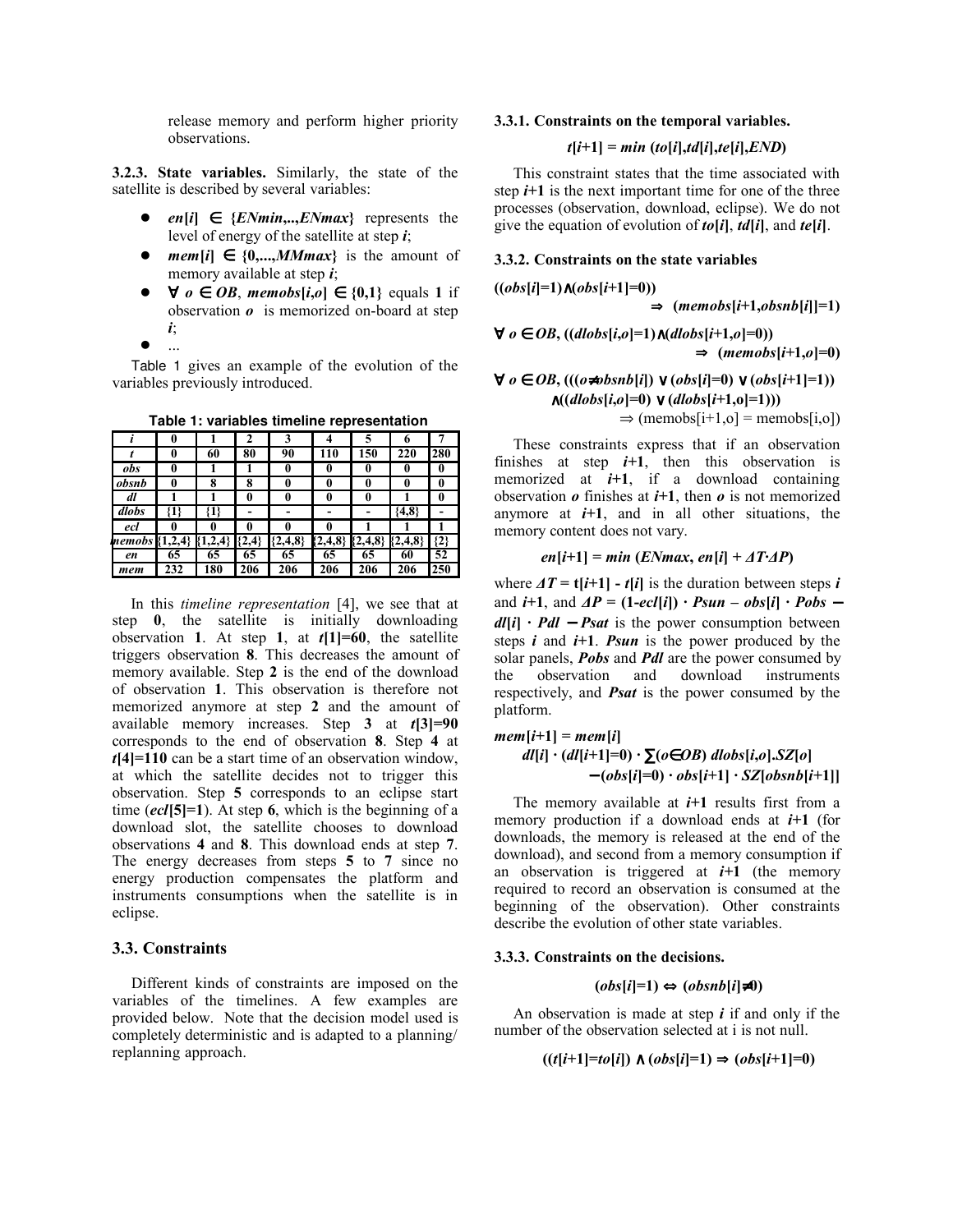release memory and perform higher priority observations.

**3.2.3. State variables.** Similarly, the state of the satellite is described by several variables:

- $en[i] \in \{ENmin,..,ENmax\}$ represents the level of energy of the satellite at step $i$;
- $mem[i] \in \{0,...,MMmax\}$ is the amount of memory available at step $i$;
- $\forall\ o \in OB$, $memobs[i,o] \in \{0,1\}$ equals **1** if observation $o$ is memorized on-board at step $i$;
- ...

Table 1 gives an example of the evolution of the variables previously introduced.

**Table 1: variables timeline representation**

| *i* | 0 | 1 | 2 | 3 | 4 | 5 | 6 | 7 |
|---|---|---|---|---|---|---|---|---|
| *t* | 0 | 60 | 80 | 90 | 110 | 150 | 220 | 280 |
| *obs* | 0 | 1 | 1 | 0 | 0 | 0 | 0 | 0 |
| *obsnb* | 0 | 8 | 8 | 0 | 0 | 0 | 0 | 0 |
| *dl* | 1 | 1 | 0 | 0 | 0 | 0 | 1 | 0 |
| *dlobs* | {1} | {1} | - | - | - | - | {4,8} | - |
| *ecl* | 0 | 0 | 0 | 0 | 0 | 1 | 1 | 1 |
| *memobs* | {1,2,4} | {1,2,4} | {2,4} | {2,4,8} | {2,4,8} | {2,4,8} | {2,4,8} | {2} |
| *en* | 65 | 65 | 65 | 65 | 65 | 65 | 60 | 52 |
| *mem* | 232 | 180 | 206 | 206 | 206 | 206 | 206 | 250 |

In this *timeline representation* [4], we see that at step **0**, the satellite is initially downloading observation **1**. At step **1**, at $t[1]=60$, the satellite triggers observation **8**. This decreases the amount of memory available. Step **2** is the end of the download of observation **1**. This observation is therefore not memorized anymore at step **2** and the amount of available memory increases. Step **3** at $t[3]=90$ corresponds to the end of observation **8**. Step **4** at $t[4]=110$ can be a start time of an observation window, at which the satellite decides not to trigger this observation. Step **5** corresponds to an eclipse start time ($ecl[5]=1$). At step **6**, which is the beginning of a download slot, the satellite chooses to download observations **4** and **8**. This download ends at step **7**. The energy decreases from steps **5** to **7** since no energy production compensates the platform and instruments consumptions when the satellite is in eclipse.

### 3.3. Constraints

Different kinds of constraints are imposed on the variables of the timelines. A few examples are provided below. Note that the decision model used is completely deterministic and is adapted to a planning/ replanning approach.

#### 3.3.1. Constraints on the temporal variables.

$$t[i+1] = min\ (to[i],td[i],te[i],END)$$

This constraint states that the time associated with step $i$**+1** is the next important time for one of the three processes (observation, download, eclipse). We do not give the equation of evolution of $to[i]$, $td[i]$, and $te[i]$.

#### 3.3.2. Constraints on the state variables

$$((obs[i]=1)\wedge(obs[i+1]=0)) \Rightarrow (memobs[i+1,obsnb[i]]=1)$$

$$\forall\ o \in OB,\ ((dlobs[i,o]=1)\wedge(dlobs[i+1,o]=0)) \Rightarrow (memobs[i+1,o]=0)$$

$$\forall\ o \in OB,\ (((o\neq obsnb[i]) \vee (obs[i]=0) \vee (obs[i+1]=1)) \wedge((dlobs[i,o]=0) \vee (dlobs[i+1,o]=1))) \Rightarrow (memobs[i+1,o] = memobs[i,o])$$

These constraints express that if an observation finishes at step $i$**+1**, then this observation is memorized at $i$**+1**, if a download containing observation $o$ finishes at $i$**+1**, then $o$ is not memorized anymore at $i$**+1**, and in all other situations, the memory content does not vary.

$$en[i+1] = min\ (ENmax,\ en[i] + \Delta T{\cdot}\Delta P)$$

where $\Delta T = t[i+1] - t[i]$ is the duration between steps $i$ and $i$**+1**, and $\Delta P = (1\text{-}ecl[i]) \cdot Psun - obs[i] \cdot Pobs - dl[i] \cdot Pdl - Psat$ is the power consumption between steps $i$ and $i$**+1**. $Psun$ is the power produced by the solar panels, $Pobs$ and $Pdl$ are the power consumed by the observation and download instruments respectively, and $Psat$ is the power consumed by the platform.

$$mem[i+1] = mem[i] \quad dl[i] \cdot (dl[i+1]=0) \cdot \textstyle\sum(o{\in}OB)\ dlobs[i,o].SZ[o] - (obs[i]=0) \cdot obs[i+1] \cdot SZ[obsnb[i+1]]$$

The memory available at $i$**+1** results first from a memory production if a download ends at $i$**+1** (for downloads, the memory is released at the end of the download), and second from a memory consumption if an observation is triggered at $i$**+1** (the memory required to record an observation is consumed at the beginning of the observation). Other constraints describe the evolution of other state variables.

#### 3.3.3. Constraints on the decisions.

$$(obs[i]=1) \Leftrightarrow (obsnb[i]\neq 0)$$

An observation is made at step $i$ if and only if the number of the observation selected at i is not null.

$$((t[i+1]=to[i]) \wedge (obs[i]=1) \Rightarrow (obs[i+1]=0)$$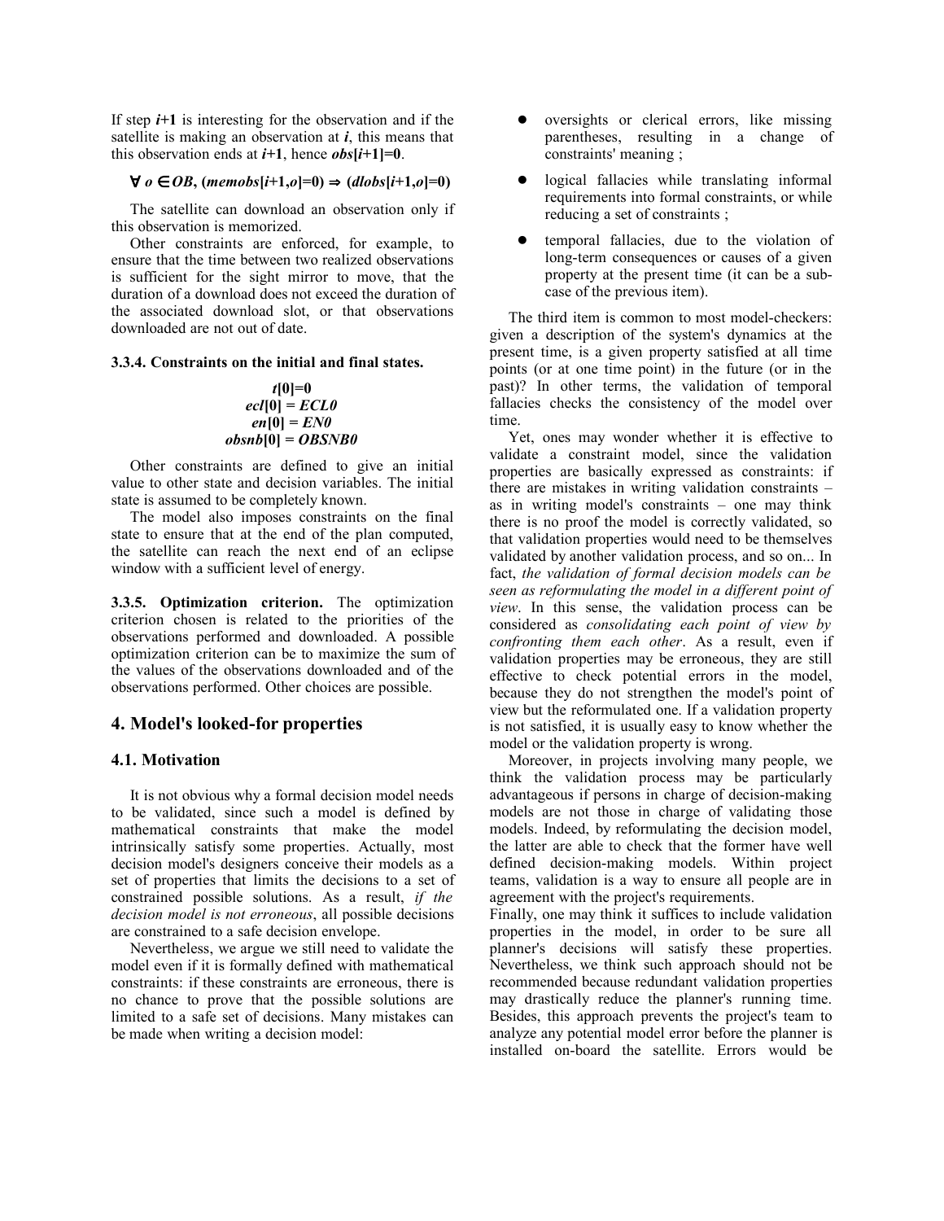If step $\boldsymbol{i}$+1 is interesting for the observation and if the satellite is making an observation at $\boldsymbol{i}$, this means that this observation ends at $\boldsymbol{i}$+1, hence $\boldsymbol{obs}[\boldsymbol{i}+1]=0$.

$$\forall\, o \in OB,\ (memobs[i+1,o]=0) \Rightarrow (dlobs[i+1,o]=0)$$

The satellite can download an observation only if this observation is memorized.

Other constraints are enforced, for example, to ensure that the time between two realized observations is sufficient for the sight mirror to move, that the duration of a download does not exceed the duration of the associated download slot, or that observations downloaded are not out of date.

#### 3.3.4. Constraints on the initial and final states.

$$t[0]=0$$
$$ecl[0] = ECL0$$
$$en[0] = EN0$$
$$obsnb[0] = OBSNB0$$

Other constraints are defined to give an initial value to other state and decision variables. The initial state is assumed to be completely known.

The model also imposes constraints on the final state to ensure that at the end of the plan computed, the satellite can reach the next end of an eclipse window with a sufficient level of energy.

**3.3.5. Optimization criterion.** The optimization criterion chosen is related to the priorities of the observations performed and downloaded. A possible optimization criterion can be to maximize the sum of the values of the observations downloaded and of the observations performed. Other choices are possible.

## 4. Model's looked-for properties

### 4.1. Motivation

It is not obvious why a formal decision model needs to be validated, since such a model is defined by mathematical constraints that make the model intrinsically satisfy some properties. Actually, most decision model's designers conceive their models as a set of properties that limits the decisions to a set of constrained possible solutions. As a result, *if the decision model is not erroneous*, all possible decisions are constrained to a safe decision envelope.

Nevertheless, we argue we still need to validate the model even if it is formally defined with mathematical constraints: if these constraints are erroneous, there is no chance to prove that the possible solutions are limited to a safe set of decisions. Many mistakes can be made when writing a decision model:

- oversights or clerical errors, like missing parentheses, resulting in a change of constraints' meaning ;
- logical fallacies while translating informal requirements into formal constraints, or while reducing a set of constraints ;
- temporal fallacies, due to the violation of long-term consequences or causes of a given property at the present time (it can be a sub-case of the previous item).

The third item is common to most model-checkers: given a description of the system's dynamics at the present time, is a given property satisfied at all time points (or at one time point) in the future (or in the past)? In other terms, the validation of temporal fallacies checks the consistency of the model over time.

Yet, ones may wonder whether it is effective to validate a constraint model, since the validation properties are basically expressed as constraints: if there are mistakes in writing validation constraints – as in writing model's constraints – one may think there is no proof the model is correctly validated, so that validation properties would need to be themselves validated by another validation process, and so on... In fact, *the validation of formal decision models can be seen as reformulating the model in a different point of view*. In this sense, the validation process can be considered as *consolidating each point of view by confronting them each other*. As a result, even if validation properties may be erroneous, they are still effective to check potential errors in the model, because they do not strengthen the model's point of view but the reformulated one. If a validation property is not satisfied, it is usually easy to know whether the model or the validation property is wrong.

Moreover, in projects involving many people, we think the validation process may be particularly advantageous if persons in charge of decision-making models are not those in charge of validating those models. Indeed, by reformulating the decision model, the latter are able to check that the former have well defined decision-making models. Within project teams, validation is a way to ensure all people are in agreement with the project's requirements.

Finally, one may think it suffices to include validation properties in the model, in order to be sure all planner's decisions will satisfy these properties. Nevertheless, we think such approach should not be recommended because redundant validation properties may drastically reduce the planner's running time. Besides, this approach prevents the project's team to analyze any potential model error before the planner is installed on-board the satellite. Errors would be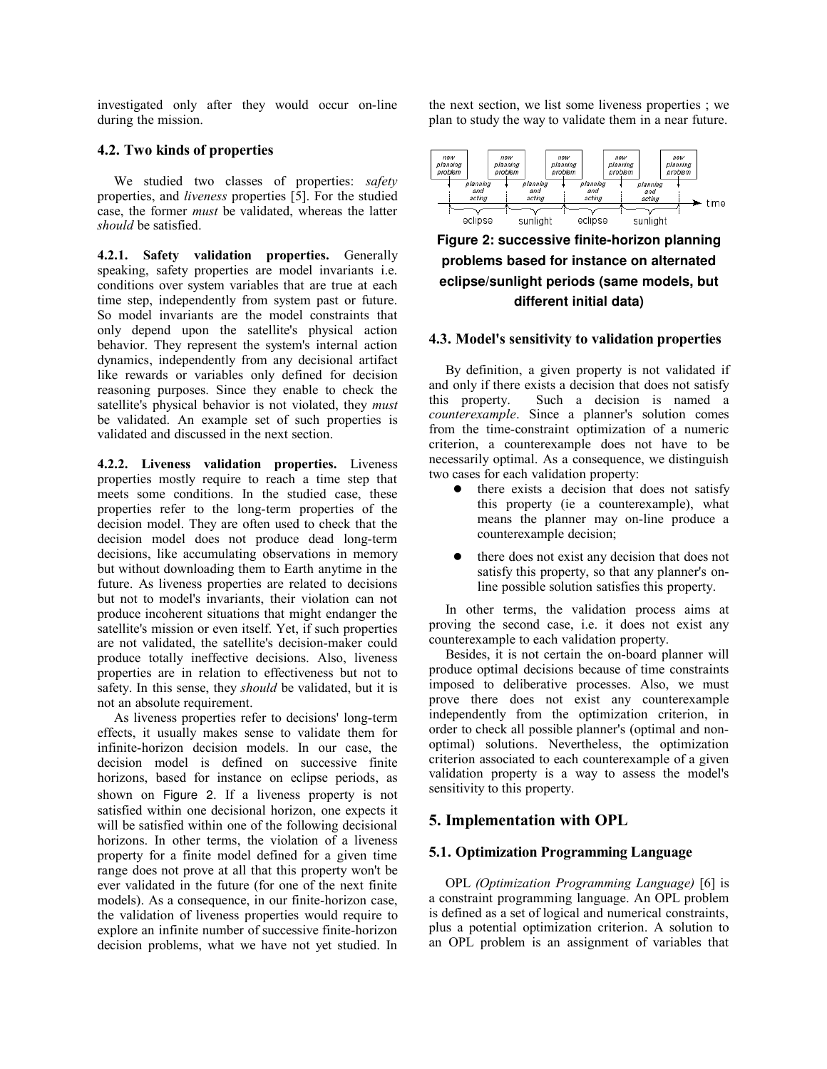investigated only after they would occur on-line during the mission.

### 4.2. Two kinds of properties

We studied two classes of properties: *safety* properties, and *liveness* properties [5]. For the studied case, the former *must* be validated, whereas the latter *should* be satisfied.

**4.2.1. Safety validation properties.** Generally speaking, safety properties are model invariants i.e. conditions over system variables that are true at each time step, independently from system past or future. So model invariants are the model constraints that only depend upon the satellite's physical action behavior. They represent the system's internal action dynamics, independently from any decisional artifact like rewards or variables only defined for decision reasoning purposes. Since they enable to check the satellite's physical behavior is not violated, they *must* be validated. An example set of such properties is validated and discussed in the next section.

**4.2.2. Liveness validation properties.** Liveness properties mostly require to reach a time step that meets some conditions. In the studied case, these properties refer to the long-term properties of the decision model. They are often used to check that the decision model does not produce dead long-term decisions, like accumulating observations in memory but without downloading them to Earth anytime in the future. As liveness properties are related to decisions but not to model's invariants, their violation can not produce incoherent situations that might endanger the satellite's mission or even itself. Yet, if such properties are not validated, the satellite's decision-maker could produce totally ineffective decisions. Also, liveness properties are in relation to effectiveness but not to safety. In this sense, they *should* be validated, but it is not an absolute requirement.

As liveness properties refer to decisions' long-term effects, it usually makes sense to validate them for infinite-horizon decision models. In our case, the decision model is defined on successive finite horizons, based for instance on eclipse periods, as shown on Figure 2. If a liveness property is not satisfied within one decisional horizon, one expects it will be satisfied within one of the following decisional horizons. In other terms, the violation of a liveness property for a finite model defined for a given time range does not prove at all that this property won't be ever validated in the future (for one of the next finite models). As a consequence, in our finite-horizon case, the validation of liveness properties would require to explore an infinite number of successive finite-horizon decision problems, what we have not yet studied. In the next section, we list some liveness properties ; we plan to study the way to validate them in a near future.

new planning problem
new planning problem
new planning problem
new planning problem
new planning problem
planning and acting
planning and acting
planning and acting
planning and acting
time
eclipse
sunlight
eclipse
sunlight

**Figure 2: successive finite-horizon planning problems based for instance on alternated eclipse/sunlight periods (same models, but different initial data)**

### 4.3. Model's sensitivity to validation properties

By definition, a given property is not validated if and only if there exists a decision that does not satisfy this property. Such a decision is named a *counterexample*. Since a planner's solution comes from the time-constraint optimization of a numeric criterion, a counterexample does not have to be necessarily optimal. As a consequence, we distinguish two cases for each validation property:

- there exists a decision that does not satisfy this property (ie a counterexample), what means the planner may on-line produce a counterexample decision;
- there does not exist any decision that does not satisfy this property, so that any planner's on-line possible solution satisfies this property.

In other terms, the validation process aims at proving the second case, i.e. it does not exist any counterexample to each validation property.

Besides, it is not certain the on-board planner will produce optimal decisions because of time constraints imposed to deliberative processes. Also, we must prove there does not exist any counterexample independently from the optimization criterion, in order to check all possible planner's (optimal and non-optimal) solutions. Nevertheless, the optimization criterion associated to each counterexample of a given validation property is a way to assess the model's sensitivity to this property.

## 5. Implementation with OPL

### 5.1. Optimization Programming Language

OPL *(Optimization Programming Language)* [6] is a constraint programming language. An OPL problem is defined as a set of logical and numerical constraints, plus a potential optimization criterion. A solution to an OPL problem is an assignment of variables that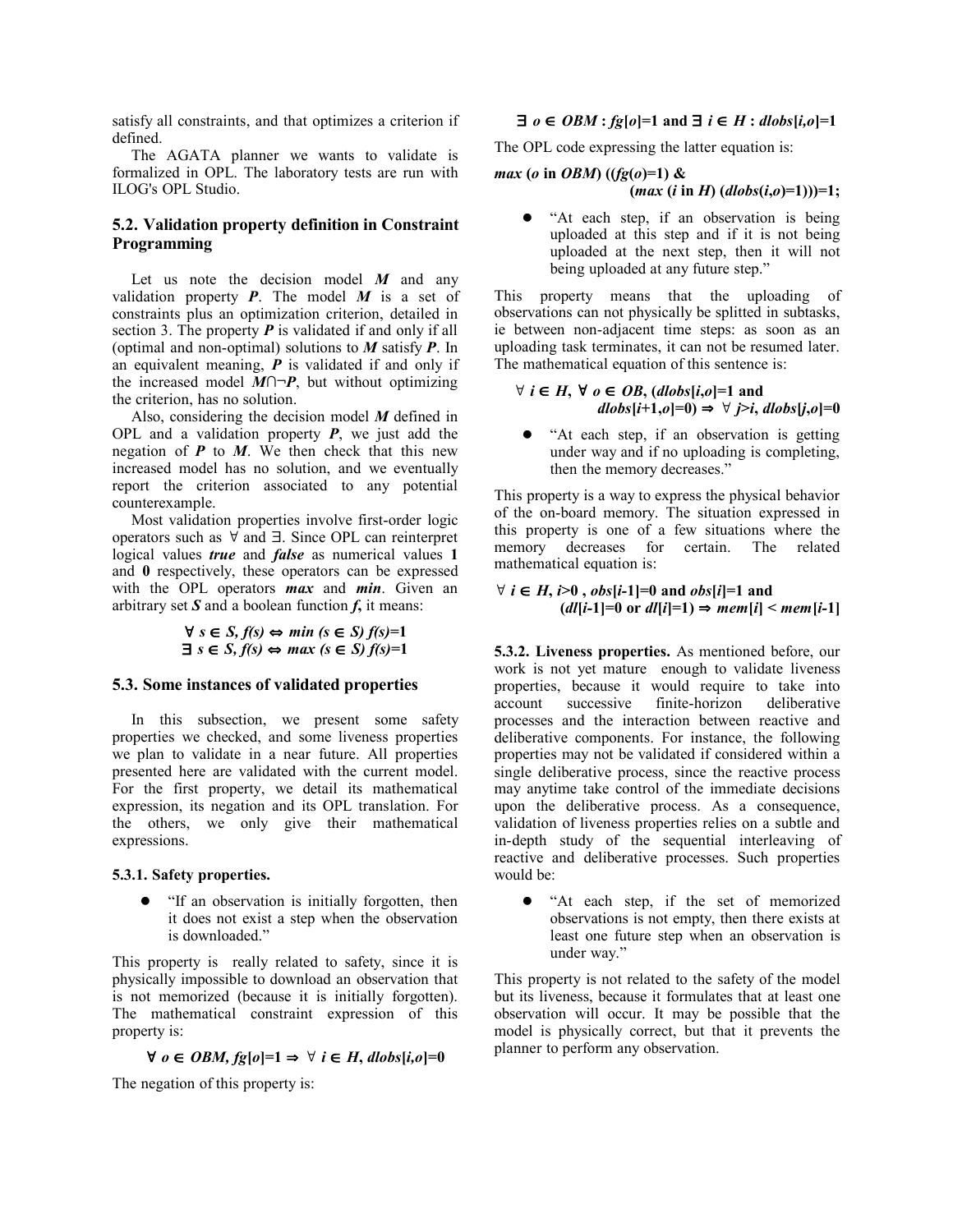satisfy all constraints, and that optimizes a criterion if defined.

The AGATA planner we wants to validate is formalized in OPL. The laboratory tests are run with ILOG's OPL Studio.

### 5.2. Validation property definition in Constraint Programming

Let us note the decision model $\boldsymbol{M}$ and any validation property $\boldsymbol{P}$. The model $\boldsymbol{M}$ is a set of constraints plus an optimization criterion, detailed in section 3. The property $\boldsymbol{P}$ is validated if and only if all (optimal and non-optimal) solutions to $\boldsymbol{M}$ satisfy $\boldsymbol{P}$. In an equivalent meaning, $\boldsymbol{P}$ is validated if and only if the increased model $\boldsymbol{M} \cap \neg \boldsymbol{P}$, but without optimizing the criterion, has no solution.

Also, considering the decision model $\boldsymbol{M}$ defined in OPL and a validation property $\boldsymbol{P}$, we just add the negation of $\boldsymbol{P}$ to $\boldsymbol{M}$. We then check that this new increased model has no solution, and we eventually report the criterion associated to any potential counterexample.

Most validation properties involve first-order logic operators such as $\forall$ and $\exists$. Since OPL can reinterpret logical values ***true*** and ***false*** as numerical values **1** and **0** respectively, these operators can be expressed with the OPL operators ***max*** and ***min***. Given an arbitrary set $\boldsymbol{S}$ and a boolean function $\boldsymbol{f}$, it means:

$$\forall\, s \in S, f(s) \Leftrightarrow \min\,(s \in S)\, f(s)=1$$
$$\exists\, s \in S, f(s) \Leftrightarrow \max\,(s \in S)\, f(s)=1$$

### 5.3. Some instances of validated properties

In this subsection, we present some safety properties we checked, and some liveness properties we plan to validate in a near future. All properties presented here are validated with the current model. For the first property, we detail its mathematical expression, its negation and its OPL translation. For the others, we only give their mathematical expressions.

#### 5.3.1. Safety properties.

- "If an observation is initially forgotten, then it does not exist a step when the observation is downloaded."

This property is really related to safety, since it is physically impossible to download an observation that is not memorized (because it is initially forgotten). The mathematical constraint expression of this property is:

$$\forall\, o \in OBM, fg[o]=1 \Rightarrow \forall\, i \in H, dlobs[i,o]=0$$

The negation of this property is:

$$\exists\, o \in OBM : fg[o]=1 \text{ and } \exists\, i \in H : dlobs[i,o]=1$$

The OPL code expressing the latter equation is:

```
max (o in OBM) ((fg(o)=1) &
        (max (i in H) (dlobs(i,o)=1)))=1;
```

- "At each step, if an observation is being uploaded at this step and if it is not being uploaded at the next step, then it will not being uploaded at any future step."

This property means that the uploading of observations can not physically be splitted in subtasks, ie between non-adjacent time steps: as soon as an uploading task terminates, it can not be resumed later. The mathematical equation of this sentence is:

$$\forall\, i \in H,\ \forall\, o \in OB, (dlobs[i,o]=1 \text{ and } dlobs[i+1,o]=0) \Rightarrow \forall\, j>i, dlobs[j,o]=0$$

- "At each step, if an observation is getting under way and if no uploading is completing, then the memory decreases."

This property is a way to express the physical behavior of the on-board memory. The situation expressed in this property is one of a few situations where the memory decreases for certain. The related mathematical equation is:

$$\forall\, i \in H, i>0\ , obs[i-1]=0 \text{ and } obs[i]=1 \text{ and } (dl[i-1]=0 \text{ or } dl[i]=1) \Rightarrow mem[i] < mem[i-1]$$

#### 5.3.2. Liveness properties.

As mentioned before, our work is not yet mature enough to validate liveness properties, because it would require to take into account successive finite-horizon deliberative processes and the interaction between reactive and deliberative components. For instance, the following properties may not be validated if considered within a single deliberative process, since the reactive process may anytime take control of the immediate decisions upon the deliberative process. As a consequence, validation of liveness properties relies on a subtle and in-depth study of the sequential interleaving of reactive and deliberative processes. Such properties would be:

- "At each step, if the set of memorized observations is not empty, then there exists at least one future step when an observation is under way."

This property is not related to the safety of the model but its liveness, because it formulates that at least one observation will occur. It may be possible that the model is physically correct, but that it prevents the planner to perform any observation.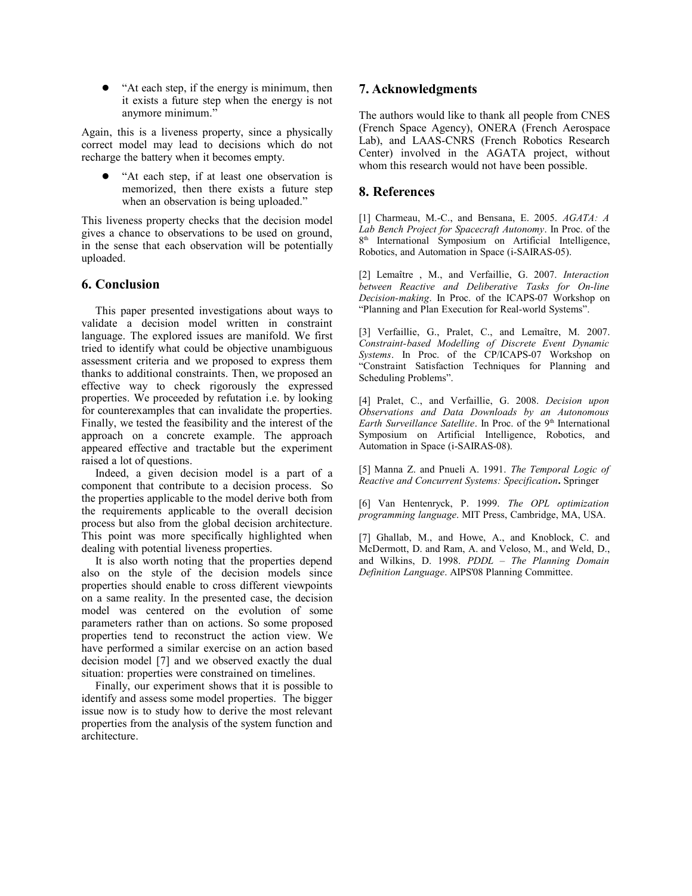- "At each step, if the energy is minimum, then it exists a future step when the energy is not anymore minimum."

Again, this is a liveness property, since a physically correct model may lead to decisions which do not recharge the battery when it becomes empty.

- "At each step, if at least one observation is memorized, then there exists a future step when an observation is being uploaded."

This liveness property checks that the decision model gives a chance to observations to be used on ground, in the sense that each observation will be potentially uploaded.

## 6. Conclusion

This paper presented investigations about ways to validate a decision model written in constraint language. The explored issues are manifold. We first tried to identify what could be objective unambiguous assessment criteria and we proposed to express them thanks to additional constraints. Then, we proposed an effective way to check rigorously the expressed properties. We proceeded by refutation i.e. by looking for counterexamples that can invalidate the properties. Finally, we tested the feasibility and the interest of the approach on a concrete example. The approach appeared effective and tractable but the experiment raised a lot of questions.

Indeed, a given decision model is a part of a component that contribute to a decision process. So the properties applicable to the model derive both from the requirements applicable to the overall decision process but also from the global decision architecture. This point was more specifically highlighted when dealing with potential liveness properties.

It is also worth noting that the properties depend also on the style of the decision models since properties should enable to cross different viewpoints on a same reality. In the presented case, the decision model was centered on the evolution of some parameters rather than on actions. So some proposed properties tend to reconstruct the action view. We have performed a similar exercise on an action based decision model [7] and we observed exactly the dual situation: properties were constrained on timelines.

Finally, our experiment shows that it is possible to identify and assess some model properties. The bigger issue now is to study how to derive the most relevant properties from the analysis of the system function and architecture.

## 7. Acknowledgments

The authors would like to thank all people from CNES (French Space Agency), ONERA (French Aerospace Lab), and LAAS-CNRS (French Robotics Research Center) involved in the AGATA project, without whom this research would not have been possible.

## 8. References

[1] Charmeau, M.-C., and Bensana, E. 2005. *AGATA: A Lab Bench Project for Spacecraft Autonomy*. In Proc. of the 8th International Symposium on Artificial Intelligence, Robotics, and Automation in Space (i-SAIRAS-05).

[2] Lemaître , M., and Verfaillie, G. 2007. *Interaction between Reactive and Deliberative Tasks for On-line Decision-making*. In Proc. of the ICAPS-07 Workshop on "Planning and Plan Execution for Real-world Systems".

[3] Verfaillie, G., Pralet, C., and Lemaître, M. 2007. *Constraint-based Modelling of Discrete Event Dynamic Systems*. In Proc. of the CP/ICAPS-07 Workshop on "Constraint Satisfaction Techniques for Planning and Scheduling Problems".

[4] Pralet, C., and Verfaillie, G. 2008. *Decision upon Observations and Data Downloads by an Autonomous Earth Surveillance Satellite*. In Proc. of the 9th International Symposium on Artificial Intelligence, Robotics, and Automation in Space (i-SAIRAS-08).

[5] Manna Z. and Pnueli A. 1991. *The Temporal Logic of Reactive and Concurrent Systems: Specification***.** Springer

[6] Van Hentenryck, P. 1999. *The OPL optimization programming language*. MIT Press, Cambridge, MA, USA.

[7] Ghallab, M., and Howe, A., and Knoblock, C. and McDermott, D. and Ram, A. and Veloso, M., and Weld, D., and Wilkins, D. 1998. *PDDL – The Planning Domain Definition Language*. AIPS'08 Planning Committee.